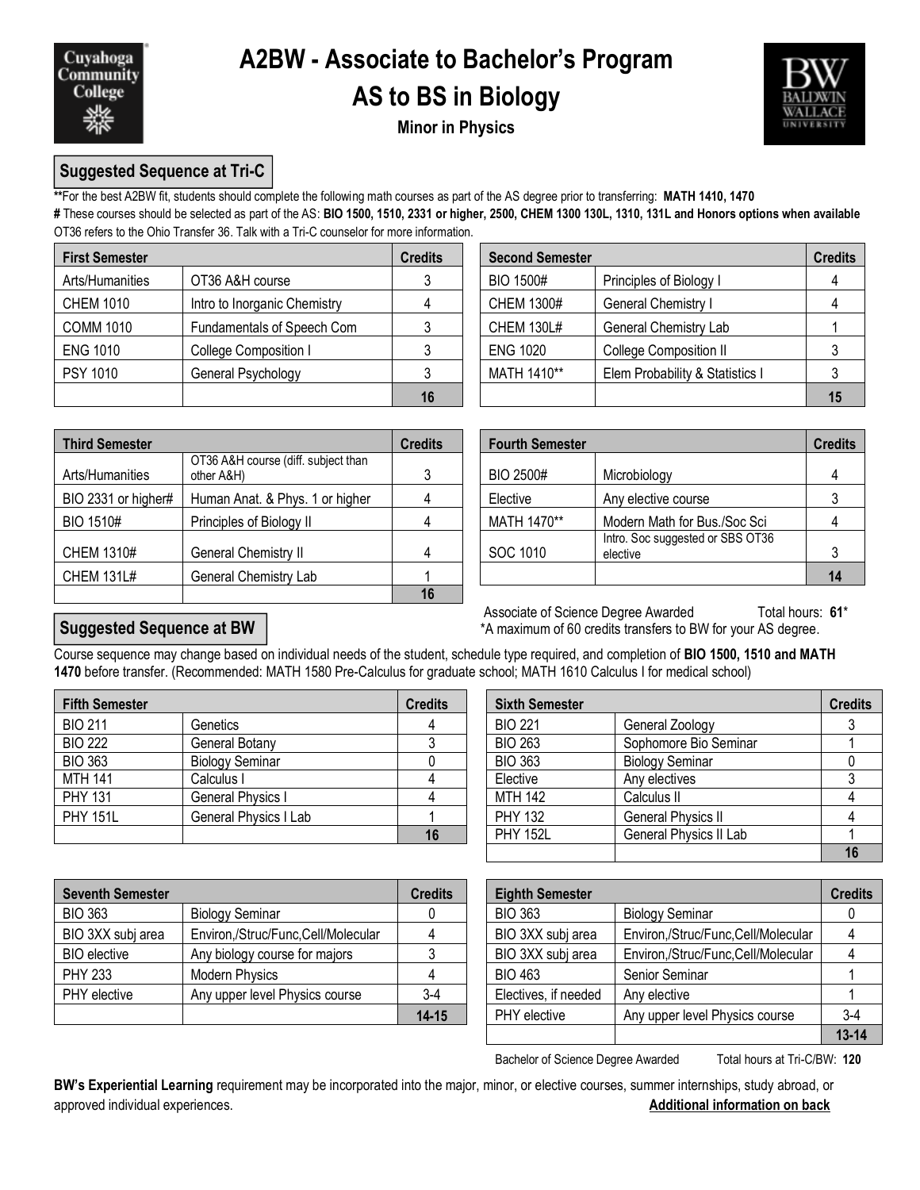# A2BW - Associate to Bachelor's Program

# AS to BS in Biology

### Minor in Physics

## Suggested Sequence at Tri-C

**For the best A2BW fit, students should complete the following math courses as part of the AS degree prior to transferring: **MATH 1410, 1470**

# These courses should be selected as part of the AS: **BIO 1500, 1510, 2331 or higher, 2500, CHEM 1300 130L, 1310, 131L and Honors options when available**

OT36 refers to the Ohio Transfer 36. Talk with a Tri-C counselor for more information.

| First Semester | | Credits |
|---|---|---|
| Arts/Humanities | OT36 A&H course | 3 |
| CHEM 1010 | Intro to Inorganic Chemistry | 4 |
| COMM 1010 | Fundamentals of Speech Com | 3 |
| ENG 1010 | College Composition I | 3 |
| PSY 1010 | General Psychology | 3 |
| | | **16** |

| Second Semester | | Credits |
|---|---|---|
| BIO 1500# | Principles of Biology I | 4 |
| CHEM 1300# | General Chemistry I | 4 |
| CHEM 130L# | General Chemistry Lab | 1 |
| ENG 1020 | College Composition II | 3 |
| MATH 1410** | Elem Probability & Statistics I | 3 |
| | | **15** |

| Third Semester | | Credits |
|---|---|---|
| Arts/Humanities | OT36 A&H course (diff. subject than other A&H) | 3 |
| BIO 2331 or higher# | Human Anat. & Phys. 1 or higher | 4 |
| BIO 1510# | Principles of Biology II | 4 |
| CHEM 1310# | General Chemistry II | 4 |
| CHEM 131L# | General Chemistry Lab | 1 |
| | | **16** |

| Fourth Semester | | Credits |
|---|---|---|
| BIO 2500# | Microbiology | 4 |
| Elective | Any elective course | 3 |
| MATH 1470** | Modern Math for Bus./Soc Sci | 4 |
| SOC 1010 | Intro. Soc suggested or SBS OT36 elective | 3 |
| | | **14** |

Associate of Science Degree Awarded Total hours: **61***

*A maximum of 60 credits transfers to BW for your AS degree.

## Suggested Sequence at BW

Course sequence may change based on individual needs of the student, schedule type required, and completion of **BIO 1500, 1510 and MATH 1470** before transfer. (Recommended: MATH 1580 Pre-Calculus for graduate school; MATH 1610 Calculus I for medical school)

| Fifth Semester | | Credits |
|---|---|---|
| BIO 211 | Genetics | 4 |
| BIO 222 | General Botany | 3 |
| BIO 363 | Biology Seminar | 0 |
| MTH 141 | Calculus I | 4 |
| PHY 131 | General Physics I | 4 |
| PHY 151L | General Physics I Lab | 1 |
| | | **16** |

| Sixth Semester | | Credits |
|---|---|---|
| BIO 221 | General Zoology | 3 |
| BIO 263 | Sophomore Bio Seminar | 1 |
| BIO 363 | Biology Seminar | 0 |
| Elective | Any electives | 3 |
| MTH 142 | Calculus II | 4 |
| PHY 132 | General Physics II | 4 |
| PHY 152L | General Physics II Lab | 1 |
| | | **16** |

| Seventh Semester | | Credits |
|---|---|---|
| BIO 363 | Biology Seminar | 0 |
| BIO 3XX subj area | Environ,/Struc/Func,Cell/Molecular | 4 |
| BIO elective | Any biology course for majors | 3 |
| PHY 233 | Modern Physics | 4 |
| PHY elective | Any upper level Physics course | 3-4 |
| | | **14-15** |

| Eighth Semester | | Credits |
|---|---|---|
| BIO 363 | Biology Seminar | 0 |
| BIO 3XX subj area | Environ,/Struc/Func,Cell/Molecular | 4 |
| BIO 3XX subj area | Environ,/Struc/Func,Cell/Molecular | 4 |
| BIO 463 | Senior Seminar | 1 |
| Electives, if needed | Any elective | 1 |
| PHY elective | Any upper level Physics course | 3-4 |
| | | **13-14** |

Bachelor of Science Degree Awarded Total hours at Tri-C/BW: **120**

**BW's Experiential Learning** requirement may be incorporated into the major, minor, or elective courses, summer internships, study abroad, or approved individual experiences.

**Additional information on back**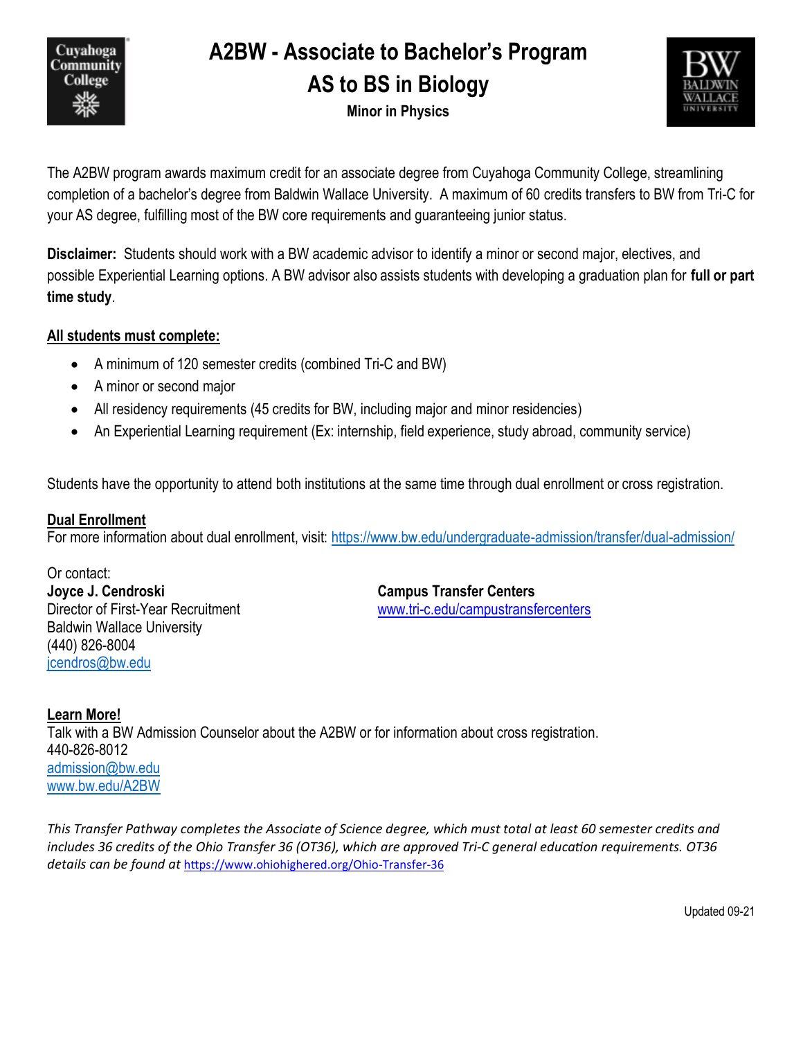# A2BW - Associate to Bachelor's Program

## AS to BS in Biology

### Minor in Physics

The A2BW program awards maximum credit for an associate degree from Cuyahoga Community College, streamlining completion of a bachelor's degree from Baldwin Wallace University. A maximum of 60 credits transfers to BW from Tri-C for your AS degree, fulfilling most of the BW core requirements and guaranteeing junior status.

**Disclaimer:** Students should work with a BW academic advisor to identify a minor or second major, electives, and possible Experiential Learning options. A BW advisor also assists students with developing a graduation plan for **full or part time study**.

**<u>All students must complete:</u>**

- A minimum of 120 semester credits (combined Tri-C and BW)
- A minor or second major
- All residency requirements (45 credits for BW, including major and minor residencies)
- An Experiential Learning requirement (Ex: internship, field experience, study abroad, community service)

Students have the opportunity to attend both institutions at the same time through dual enrollment or cross registration.

**<u>Dual Enrollment</u>**
For more information about dual enrollment, visit: https://www.bw.edu/undergraduate-admission/transfer/dual-admission/

Or contact:

**Joyce J. Cendroski**
Director of First-Year Recruitment
Baldwin Wallace University
(440) 826-8004
jcendros@bw.edu

**Campus Transfer Centers**
www.tri-c.edu/campustransfercenters

**<u>Learn More!</u>**
Talk with a BW Admission Counselor about the A2BW or for information about cross registration.
440-826-8012
admission@bw.edu
www.bw.edu/A2BW

*This Transfer Pathway completes the Associate of Science degree, which must total at least 60 semester credits and includes 36 credits of the Ohio Transfer 36 (OT36), which are approved Tri-C general education requirements. OT36 details can be found at* https://www.ohiohighered.org/Ohio-Transfer-36

Updated 09-21